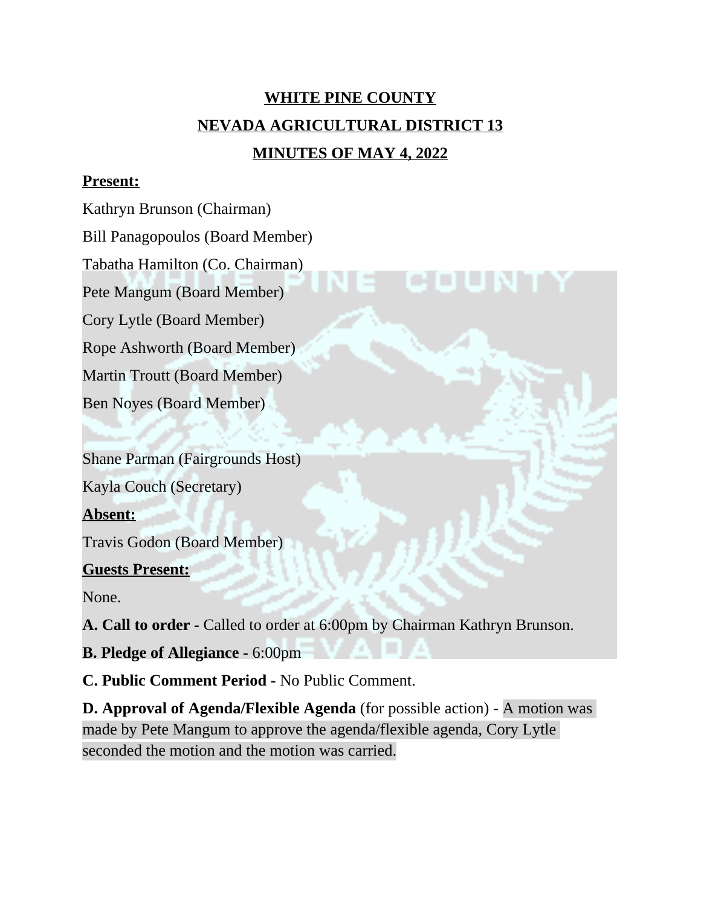# WHITE PINE COUNTY

## NEVADA AGRICULTURAL DISTRICT 13

## MINUTES OF MAY 4, 2022

**Present:**

Kathryn Brunson (Chairman)

Bill Panagopoulos (Board Member)

Tabatha Hamilton (Co. Chairman)

Pete Mangum (Board Member)

Cory Lytle (Board Member)

Rope Ashworth (Board Member)

Martin Troutt (Board Member)

Ben Noyes (Board Member)

Shane Parman (Fairgrounds Host)

Kayla Couch (Secretary)

**Absent:**

Travis Godon (Board Member)

**Guests Present:**

None.

**A. Call to order -** Called to order at 6:00pm by Chairman Kathryn Brunson.

**B. Pledge of Allegiance -** 6:00pm

**C. Public Comment Period -** No Public Comment.

**D. Approval of Agenda/Flexible Agenda** (for possible action) - A motion was made by Pete Mangum to approve the agenda/flexible agenda, Cory Lytle seconded the motion and the motion was carried.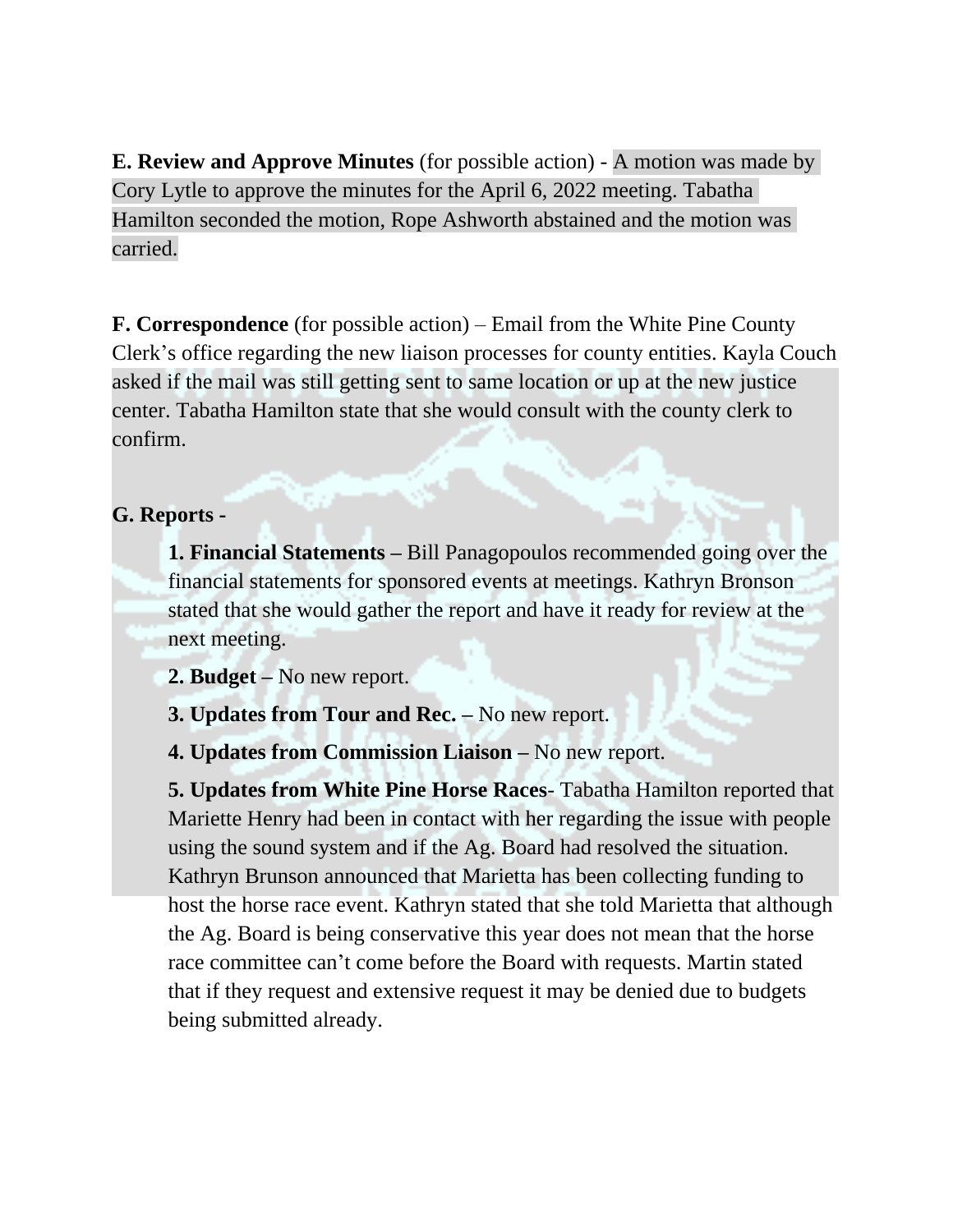**E. Review and Approve Minutes** (for possible action) - A motion was made by Cory Lytle to approve the minutes for the April 6, 2022 meeting. Tabatha Hamilton seconded the motion, Rope Ashworth abstained and the motion was carried.

**F. Correspondence** (for possible action) – Email from the White Pine County Clerk's office regarding the new liaison processes for county entities. Kayla Couch asked if the mail was still getting sent to same location or up at the new justice center. Tabatha Hamilton state that she would consult with the county clerk to confirm.

**G. Reports -**

**1. Financial Statements –** Bill Panagopoulos recommended going over the financial statements for sponsored events at meetings. Kathryn Bronson stated that she would gather the report and have it ready for review at the next meeting.

**2. Budget –** No new report.

**3. Updates from Tour and Rec. –** No new report.

**4. Updates from Commission Liaison –** No new report.

**5. Updates from White Pine Horse Races**- Tabatha Hamilton reported that Mariette Henry had been in contact with her regarding the issue with people using the sound system and if the Ag. Board had resolved the situation. Kathryn Brunson announced that Marietta has been collecting funding to host the horse race event. Kathryn stated that she told Marietta that although the Ag. Board is being conservative this year does not mean that the horse race committee can't come before the Board with requests. Martin stated that if they request and extensive request it may be denied due to budgets being submitted already.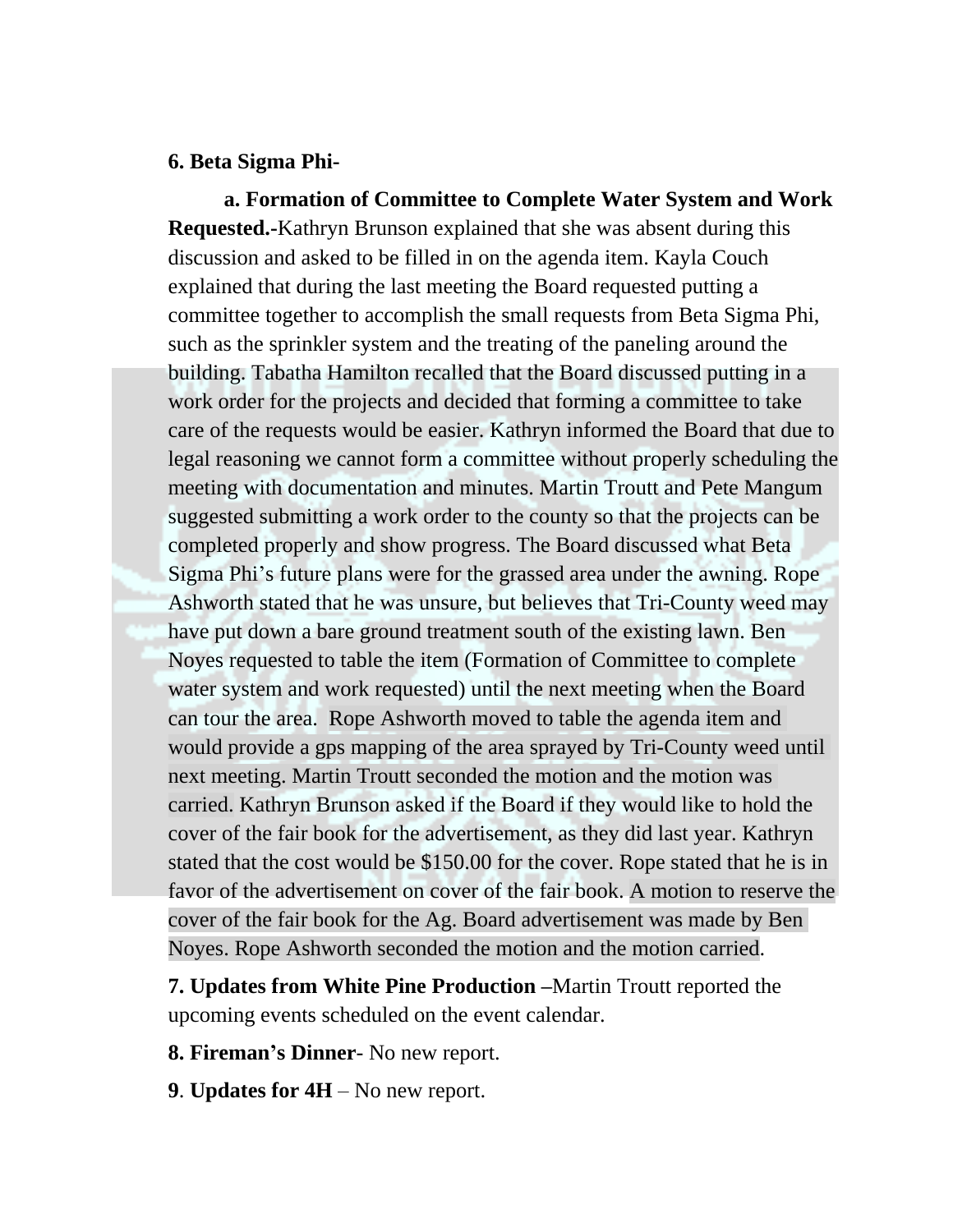**6. Beta Sigma Phi-**

**a. Formation of Committee to Complete Water System and Work Requested.-**Kathryn Brunson explained that she was absent during this discussion and asked to be filled in on the agenda item. Kayla Couch explained that during the last meeting the Board requested putting a committee together to accomplish the small requests from Beta Sigma Phi, such as the sprinkler system and the treating of the paneling around the building. Tabatha Hamilton recalled that the Board discussed putting in a work order for the projects and decided that forming a committee to take care of the requests would be easier. Kathryn informed the Board that due to legal reasoning we cannot form a committee without properly scheduling the meeting with documentation and minutes. Martin Troutt and Pete Mangum suggested submitting a work order to the county so that the projects can be completed properly and show progress. The Board discussed what Beta Sigma Phi's future plans were for the grassed area under the awning. Rope Ashworth stated that he was unsure, but believes that Tri-County weed may have put down a bare ground treatment south of the existing lawn. Ben Noyes requested to table the item (Formation of Committee to complete water system and work requested) until the next meeting when the Board can tour the area. Rope Ashworth moved to table the agenda item and would provide a gps mapping of the area sprayed by Tri-County weed until next meeting. Martin Troutt seconded the motion and the motion was carried. Kathryn Brunson asked if the Board if they would like to hold the cover of the fair book for the advertisement, as they did last year. Kathryn stated that the cost would be $150.00 for the cover. Rope stated that he is in favor of the advertisement on cover of the fair book. A motion to reserve the cover of the fair book for the Ag. Board advertisement was made by Ben Noyes. Rope Ashworth seconded the motion and the motion carried.

**7. Updates from White Pine Production –**Martin Troutt reported the upcoming events scheduled on the event calendar.

**8. Fireman's Dinner**- No new report.

**9**. **Updates for 4H** – No new report.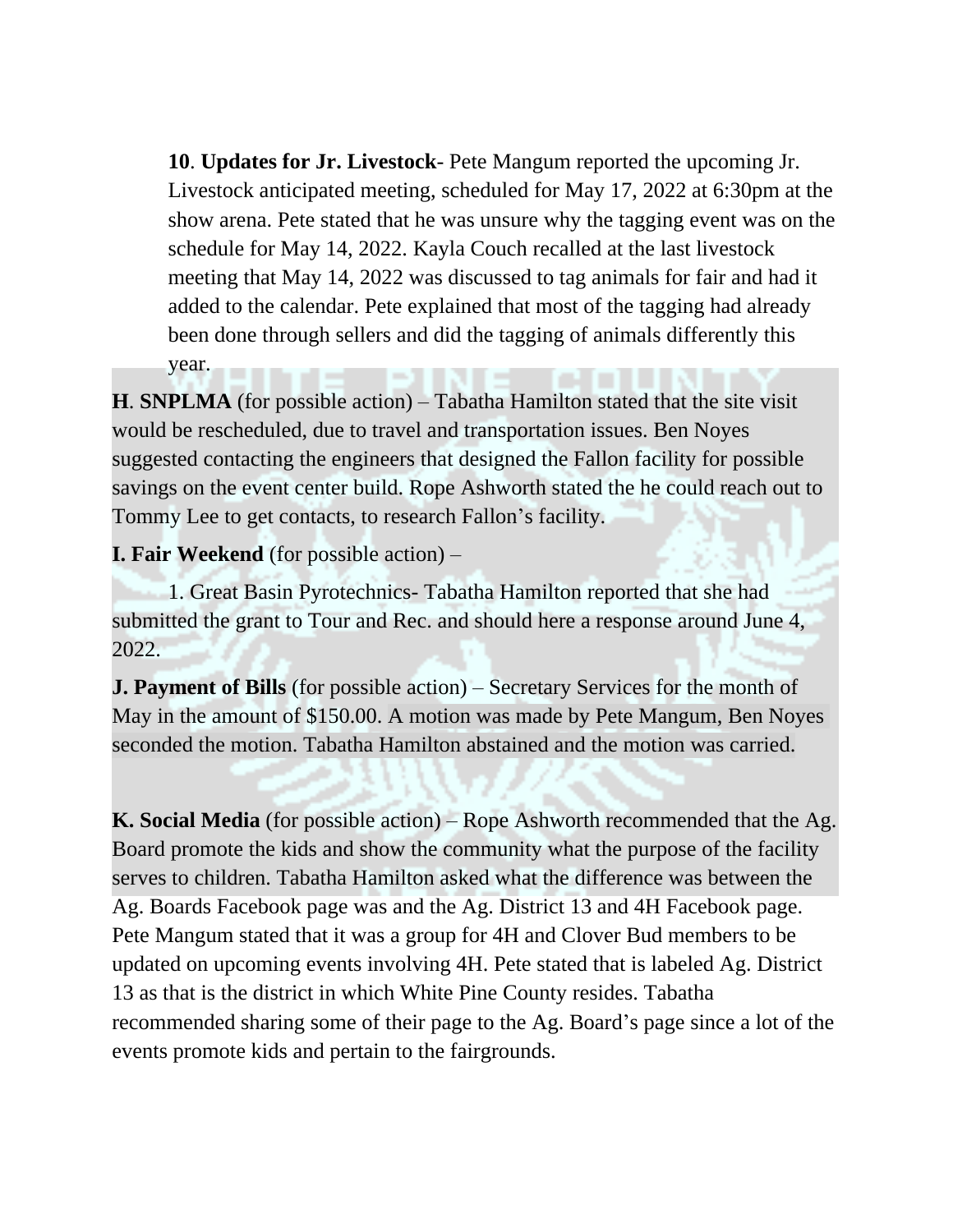**10**. **Updates for Jr. Livestock**- Pete Mangum reported the upcoming Jr. Livestock anticipated meeting, scheduled for May 17, 2022 at 6:30pm at the show arena. Pete stated that he was unsure why the tagging event was on the schedule for May 14, 2022. Kayla Couch recalled at the last livestock meeting that May 14, 2022 was discussed to tag animals for fair and had it added to the calendar. Pete explained that most of the tagging had already been done through sellers and did the tagging of animals differently this year.

**H**. **SNPLMA** (for possible action) – Tabatha Hamilton stated that the site visit would be rescheduled, due to travel and transportation issues. Ben Noyes suggested contacting the engineers that designed the Fallon facility for possible savings on the event center build. Rope Ashworth stated the he could reach out to Tommy Lee to get contacts, to research Fallon's facility.

**I. Fair Weekend** (for possible action) –

1. Great Basin Pyrotechnics- Tabatha Hamilton reported that she had submitted the grant to Tour and Rec. and should here a response around June 4, 2022.

**J. Payment of Bills** (for possible action) – Secretary Services for the month of May in the amount of $150.00. A motion was made by Pete Mangum, Ben Noyes seconded the motion. Tabatha Hamilton abstained and the motion was carried.

**K. Social Media** (for possible action) – Rope Ashworth recommended that the Ag. Board promote the kids and show the community what the purpose of the facility serves to children. Tabatha Hamilton asked what the difference was between the Ag. Boards Facebook page was and the Ag. District 13 and 4H Facebook page. Pete Mangum stated that it was a group for 4H and Clover Bud members to be updated on upcoming events involving 4H. Pete stated that is labeled Ag. District 13 as that is the district in which White Pine County resides. Tabatha recommended sharing some of their page to the Ag. Board's page since a lot of the events promote kids and pertain to the fairgrounds.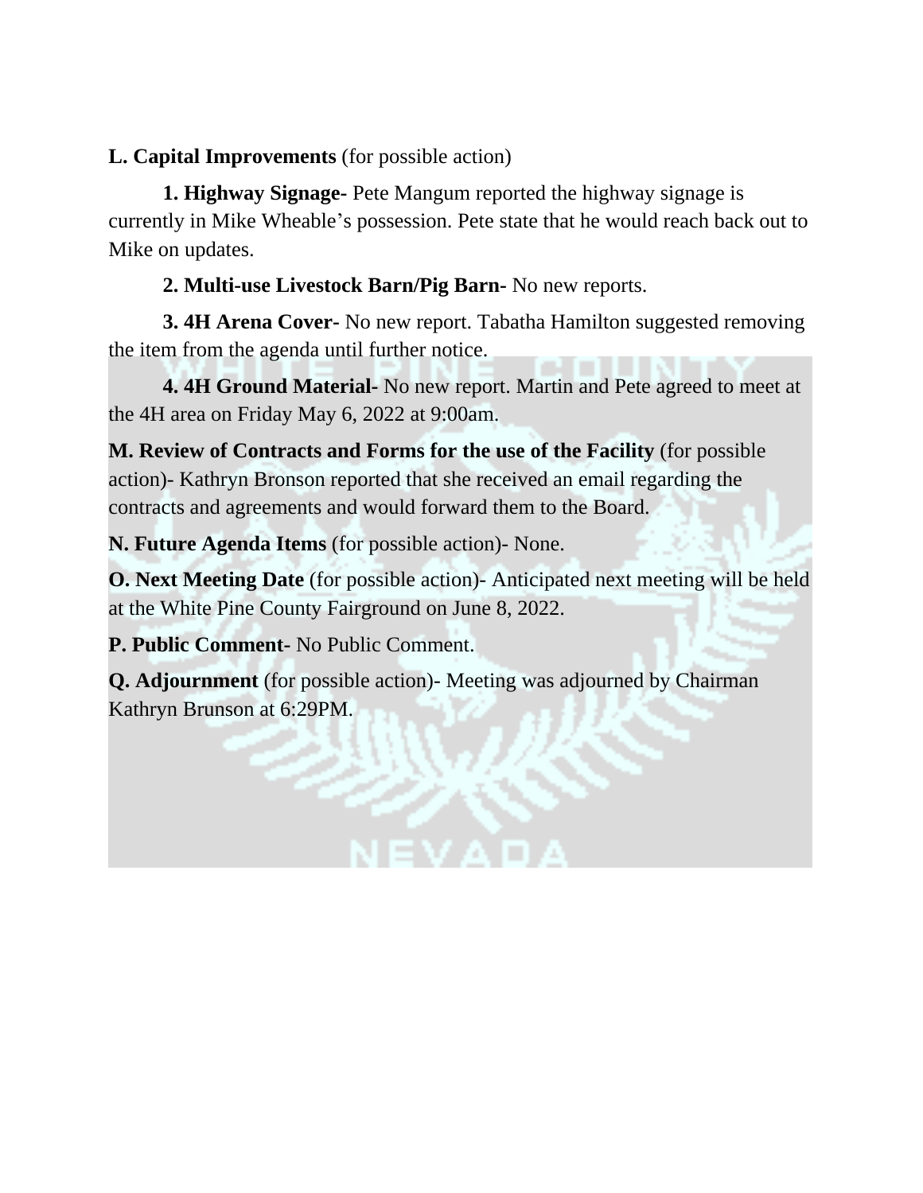**L. Capital Improvements** (for possible action)

**1. Highway Signage-** Pete Mangum reported the highway signage is currently in Mike Wheable's possession. Pete state that he would reach back out to Mike on updates.

**2. Multi-use Livestock Barn/Pig Barn-** No new reports.

**3. 4H Arena Cover-** No new report. Tabatha Hamilton suggested removing the item from the agenda until further notice.

**4. 4H Ground Material-** No new report. Martin and Pete agreed to meet at the 4H area on Friday May 6, 2022 at 9:00am.

**M. Review of Contracts and Forms for the use of the Facility** (for possible action)- Kathryn Bronson reported that she received an email regarding the contracts and agreements and would forward them to the Board.

**N. Future Agenda Items** (for possible action)- None.

**O. Next Meeting Date** (for possible action)- Anticipated next meeting will be held at the White Pine County Fairground on June 8, 2022.

**P. Public Comment-** No Public Comment.

**Q. Adjournment** (for possible action)- Meeting was adjourned by Chairman Kathryn Brunson at 6:29PM.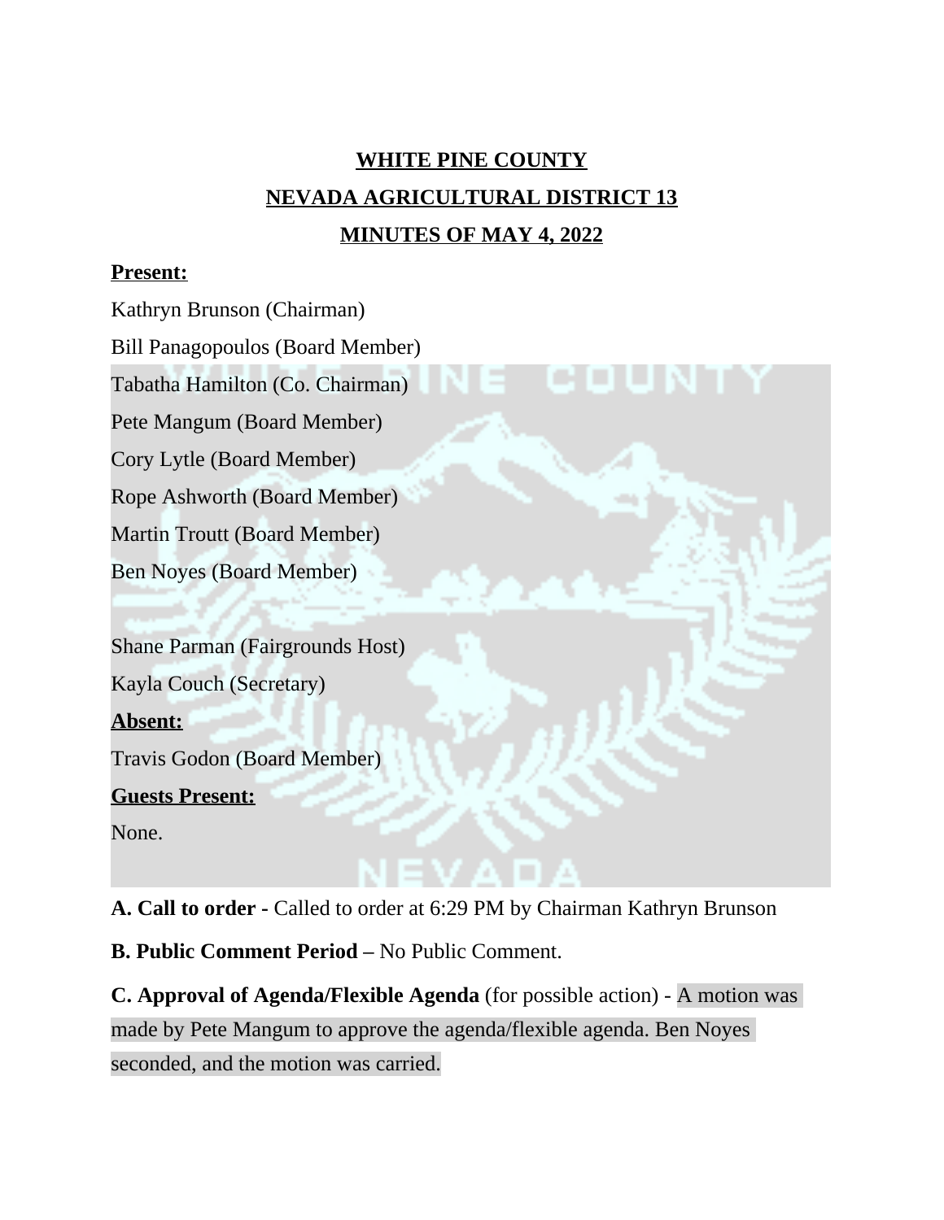**WHITE PINE COUNTY**

**NEVADA AGRICULTURAL DISTRICT 13**

**MINUTES OF MAY 4, 2022**

**Present:**

Kathryn Brunson (Chairman)

Bill Panagopoulos (Board Member)

Tabatha Hamilton (Co. Chairman)

Pete Mangum (Board Member)

Cory Lytle (Board Member)

Rope Ashworth (Board Member)

Martin Troutt (Board Member)

Ben Noyes (Board Member)

Shane Parman (Fairgrounds Host)

Kayla Couch (Secretary)

**Absent:**

Travis Godon (Board Member)

**Guests Present:**

None.

**A. Call to order -** Called to order at 6:29 PM by Chairman Kathryn Brunson

**B. Public Comment Period –** No Public Comment.

**C. Approval of Agenda/Flexible Agenda** (for possible action) - A motion was made by Pete Mangum to approve the agenda/flexible agenda. Ben Noyes seconded, and the motion was carried.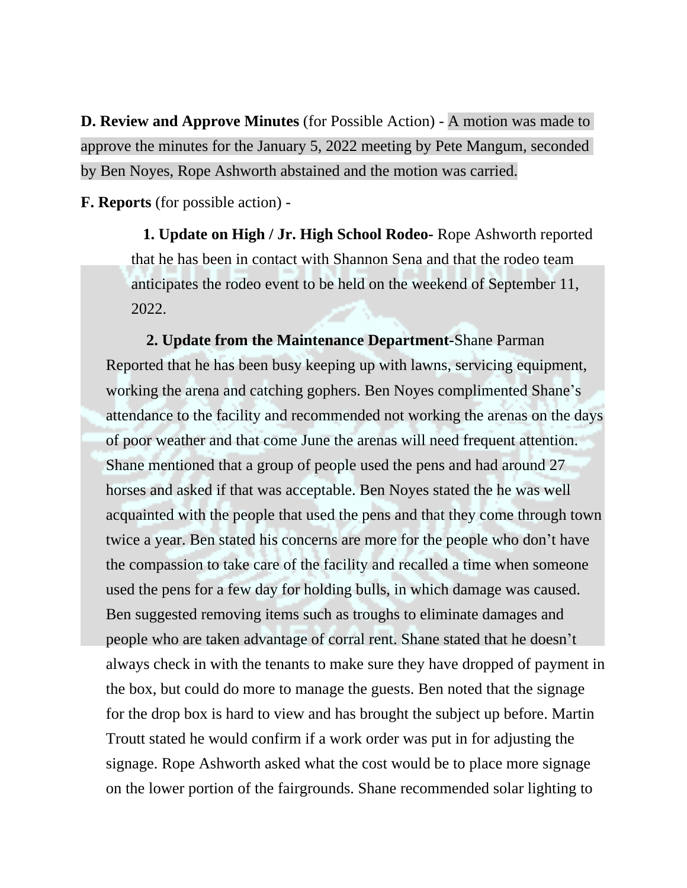**D. Review and Approve Minutes** (for Possible Action) - A motion was made to approve the minutes for the January 5, 2022 meeting by Pete Mangum, seconded by Ben Noyes, Rope Ashworth abstained and the motion was carried.

**F. Reports** (for possible action) -

**1. Update on High / Jr. High School Rodeo-** Rope Ashworth reported that he has been in contact with Shannon Sena and that the rodeo team anticipates the rodeo event to be held on the weekend of September 11, 2022.

**2. Update from the Maintenance Department-**Shane Parman Reported that he has been busy keeping up with lawns, servicing equipment, working the arena and catching gophers. Ben Noyes complimented Shane's attendance to the facility and recommended not working the arenas on the days of poor weather and that come June the arenas will need frequent attention. Shane mentioned that a group of people used the pens and had around 27 horses and asked if that was acceptable. Ben Noyes stated the he was well acquainted with the people that used the pens and that they come through town twice a year. Ben stated his concerns are more for the people who don't have the compassion to take care of the facility and recalled a time when someone used the pens for a few day for holding bulls, in which damage was caused. Ben suggested removing items such as troughs to eliminate damages and people who are taken advantage of corral rent. Shane stated that he doesn't always check in with the tenants to make sure they have dropped of payment in the box, but could do more to manage the guests. Ben noted that the signage for the drop box is hard to view and has brought the subject up before. Martin Troutt stated he would confirm if a work order was put in for adjusting the signage. Rope Ashworth asked what the cost would be to place more signage on the lower portion of the fairgrounds. Shane recommended solar lighting to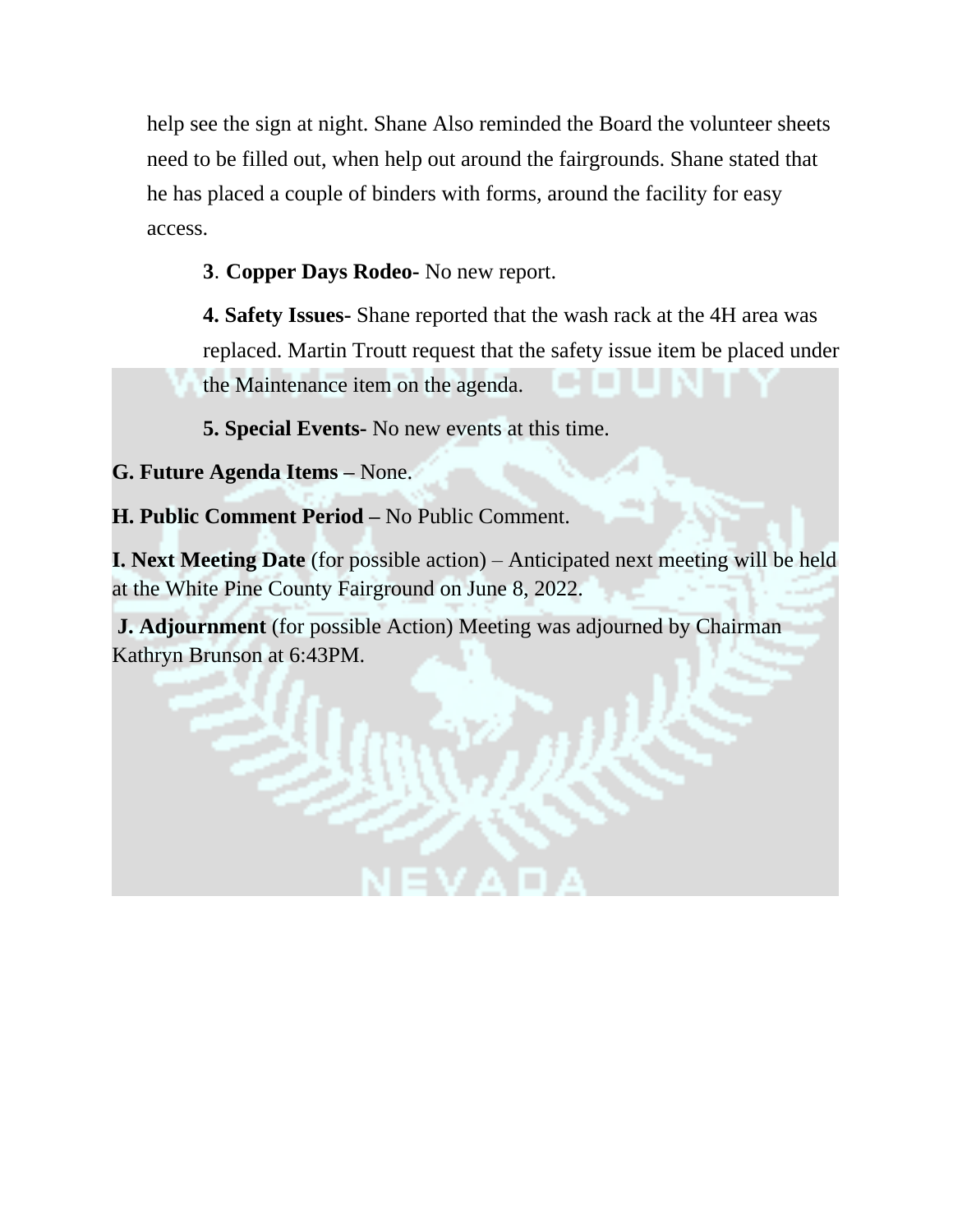help see the sign at night. Shane Also reminded the Board the volunteer sheets need to be filled out, when help out around the fairgrounds. Shane stated that he has placed a couple of binders with forms, around the facility for easy access.

**3**. **Copper Days Rodeo-** No new report.

**4. Safety Issues-** Shane reported that the wash rack at the 4H area was replaced. Martin Troutt request that the safety issue item be placed under the Maintenance item on the agenda.

**5. Special Events-** No new events at this time.

**G. Future Agenda Items –** None.

**H. Public Comment Period –** No Public Comment.

**I. Next Meeting Date** (for possible action) – Anticipated next meeting will be held at the White Pine County Fairground on June 8, 2022.

**J. Adjournment** (for possible Action) Meeting was adjourned by Chairman Kathryn Brunson at 6:43PM.